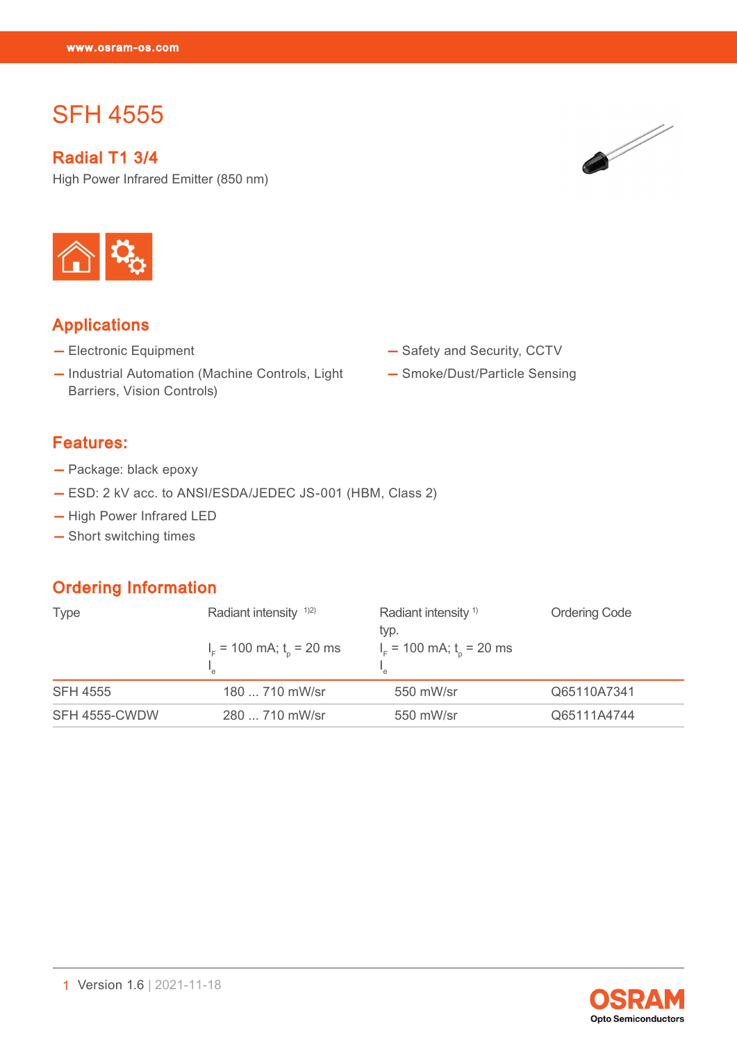# SFH 4555

## Radial T1 3/4

High Power Infrared Emitter (850 nm)

## Applications

- Electronic Equipment
- Industrial Automation (Machine Controls, Light Barriers, Vision Controls)
- Safety and Security, CCTV
- Smoke/Dust/Particle Sensing

## Features:

- Package: black epoxy
- ESD: 2 kV acc. to ANSI/ESDA/JEDEC JS-001 (HBM, Class 2)
- High Power Infrared LED
- Short switching times

## Ordering Information

| Type | Radiant intensity [1)2)] $I_F$ = 100 mA; $t_p$ = 20 ms $I_e$ | Radiant intensity [1)] typ. $I_F$ = 100 mA; $t_p$ = 20 ms $I_e$ | Ordering Code |
|---|---|---|---|
| SFH 4555 | 180 ... 710 mW/sr | 550 mW/sr | Q65110A7341 |
| SFH 4555-CWDW | 280 ... 710 mW/sr | 550 mW/sr | Q65111A4744 |

Version 1.6 | 2021-11-18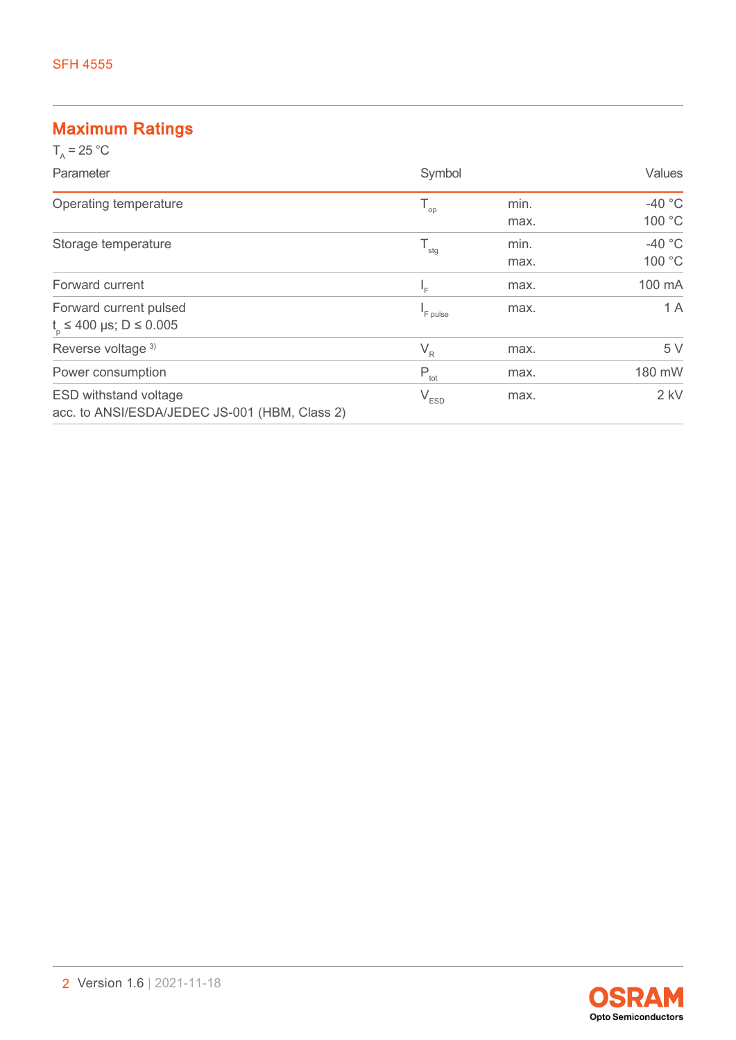## Maximum Ratings

$T_A$ = 25 °C

| Parameter | Symbol | | Values |
|---|---|---|---|
| Operating temperature | $T_{op}$ | min.<br>max. | -40 °C<br>100 °C |
| Storage temperature | $T_{stg}$ | min.<br>max. | -40 °C<br>100 °C |
| Forward current | $I_F$ | max. | 100 mA |
| Forward current pulsed<br>$t_p$ ≤ 400 µs; D ≤ 0.005 | $I_{F\ pulse}$ | max. | 1 A |
| Reverse voltage [3] | $V_R$ | max. | 5 V |
| Power consumption | $P_{tot}$ | max. | 180 mW |
| ESD withstand voltage<br>acc. to ANSI/ESDA/JEDEC JS-001 (HBM, Class 2) | $V_{ESD}$ | max. | 2 kV |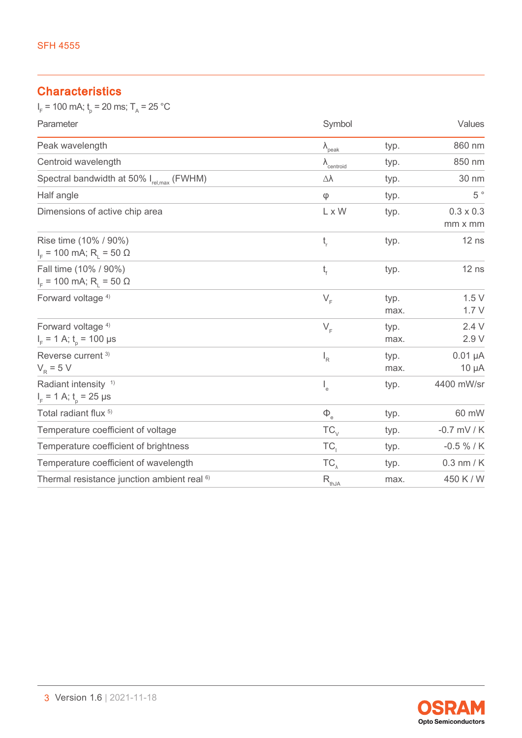## Characteristics

$I_F$ = 100 mA; $t_p$ = 20 ms; $T_A$ = 25 °C

| Parameter | Symbol | | Values |
|---|---|---|---|
| Peak wavelength | $\lambda_{peak}$ | typ. | 860 nm |
| Centroid wavelength | $\lambda_{centroid}$ | typ. | 850 nm |
| Spectral bandwidth at 50% $I_{rel,max}$ (FWHM) | $\Delta\lambda$ | typ. | 30 nm |
| Half angle | $\varphi$ | typ. | 5 ° |
| Dimensions of active chip area | L x W | typ. | 0.3 x 0.3 mm x mm |
| Rise time (10% / 90%) $I_F$ = 100 mA; $R_L$ = 50 Ω | $t_r$ | typ. | 12 ns |
| Fall time (10% / 90%) $I_F$ = 100 mA; $R_L$ = 50 Ω | $t_f$ | typ. | 12 ns |
| Forward voltage [4] | $V_F$ | typ.<br>max. | 1.5 V<br>1.7 V |
| Forward voltage [4] $I_F$ = 1 A; $t_p$ = 100 µs | $V_F$ | typ.<br>max. | 2.4 V<br>2.9 V |
| Reverse current [3] $V_R$ = 5 V | $I_R$ | typ.<br>max. | 0.01 µA<br>10 µA |
| Radiant intensity [1] $I_F$ = 1 A; $t_p$ = 25 µs | $I_e$ | typ. | 4400 mW/sr |
| Total radiant flux [5] | $\Phi_e$ | typ. | 60 mW |
| Temperature coefficient of voltage | $TC_V$ | typ. | -0.7 mV / K |
| Temperature coefficient of brightness | $TC_I$ | typ. | -0.5 % / K |
| Temperature coefficient of wavelength | $TC_\lambda$ | typ. | 0.3 nm / K |
| Thermal resistance junction ambient real [6] | $R_{thJA}$ | max. | 450 K / W |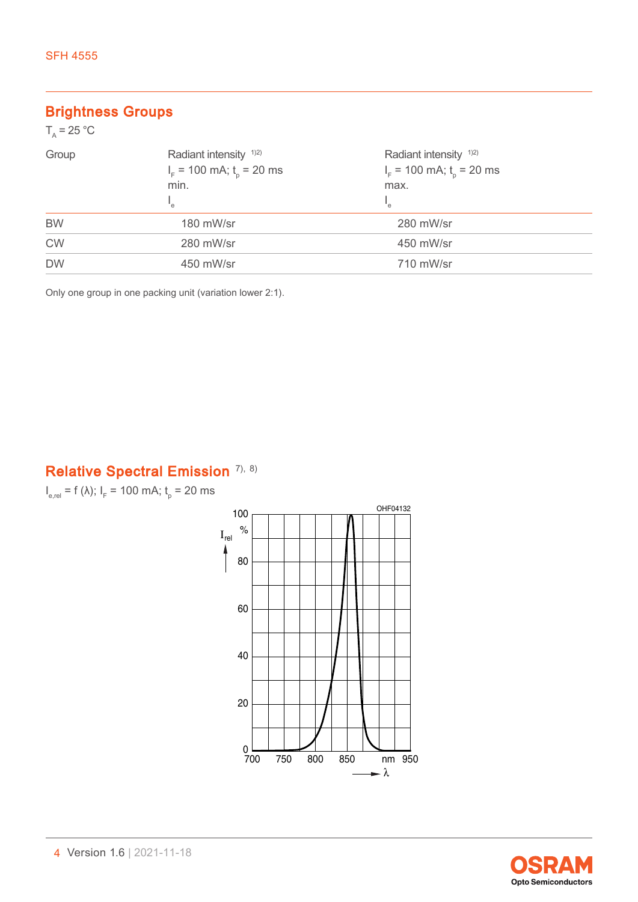## Brightness Groups

$T_A$ = 25 °C

| Group | Radiant intensity [1)2)] $I_F$ = 100 mA; $t_p$ = 20 ms min. $I_e$ | Radiant intensity [1)2)] $I_F$ = 100 mA; $t_p$ = 20 ms max. $I_e$ |
|---|---|---|
| BW | 180 mW/sr | 280 mW/sr |
| CW | 280 mW/sr | 450 mW/sr |
| DW | 450 mW/sr | 710 mW/sr |

Only one group in one packing unit (variation lower 2:1).

## Relative Spectral Emission [7), 8)]

$I_{e,rel} = f(\lambda)$; $I_F$ = 100 mA; $t_p$ = 20 ms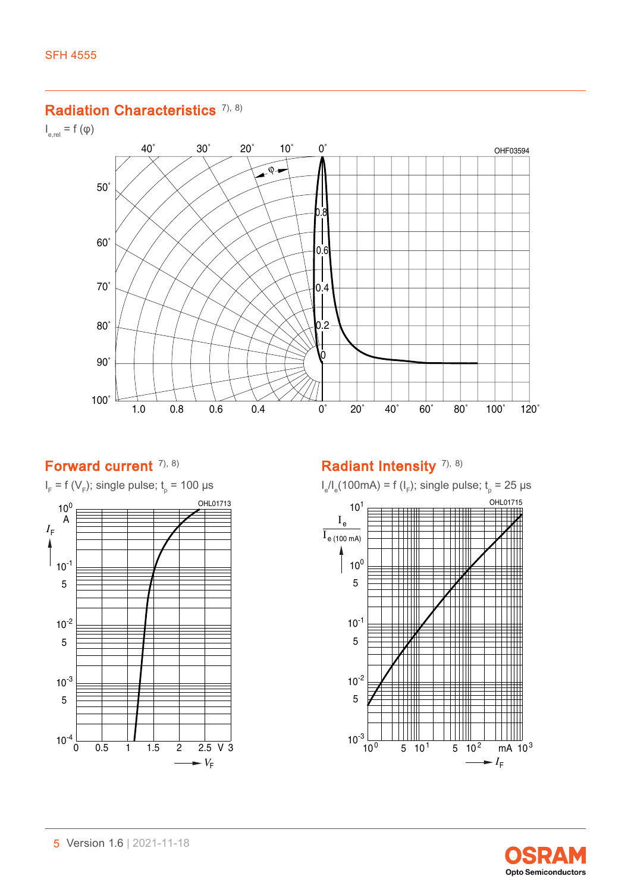## Radiation Characteristics [7), 8)]

$I_{e,rel} = f(\varphi)$

OHF03594

## Forward current [7), 8)]

$I_F = f(V_F)$; single pulse; $t_p$ = 100 µs

OHL01713

## Radiant Intensity [7), 8)]

$I_e/I_e$(100mA) = f ($I_F$); single pulse; $t_p$ = 25 µs

OHL01715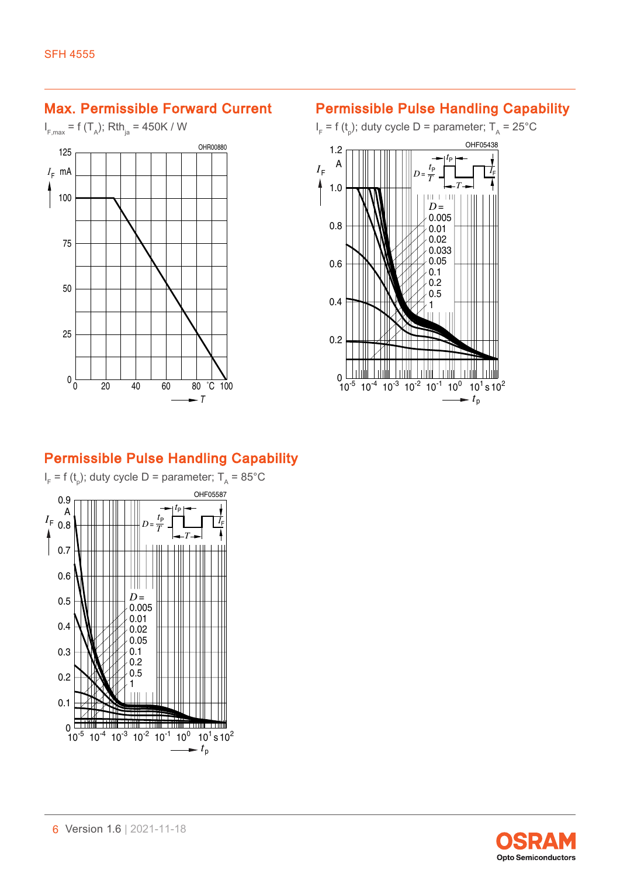## Max. Permissible Forward Current

$I_{F,max} = f(T_A)$; $Rth_{ja}$ = 450K / W

OHR00880

## Permissible Pulse Handling Capability

$I_F = f(t_p)$; duty cycle D = parameter; $T_A$ = 25°C

OHF05438

## Permissible Pulse Handling Capability

$I_F = f(t_p)$; duty cycle D = parameter; $T_A$ = 85°C

OHF05587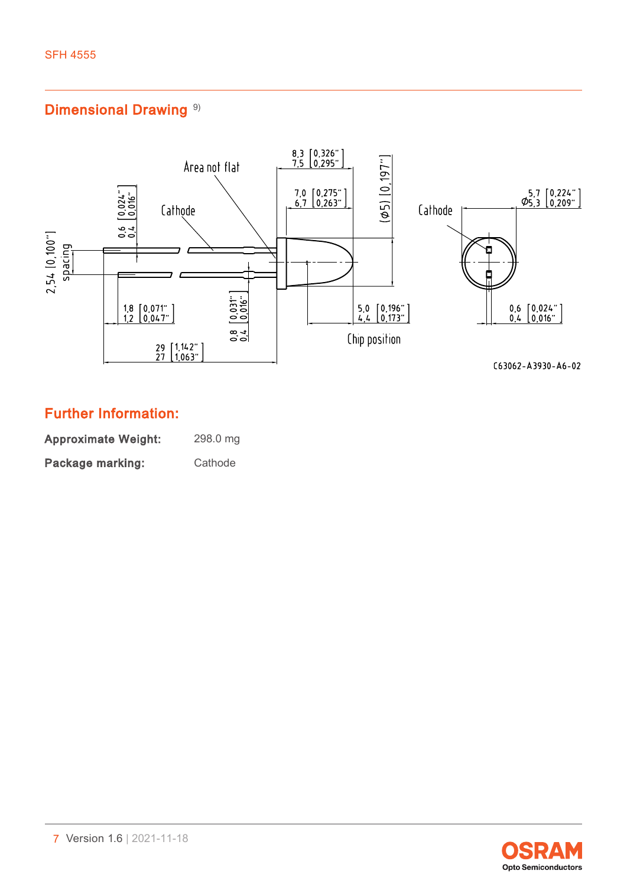## Dimensional Drawing [9)]

## Further Information:

**Approximate Weight:** 298.0 mg

**Package marking:** Cathode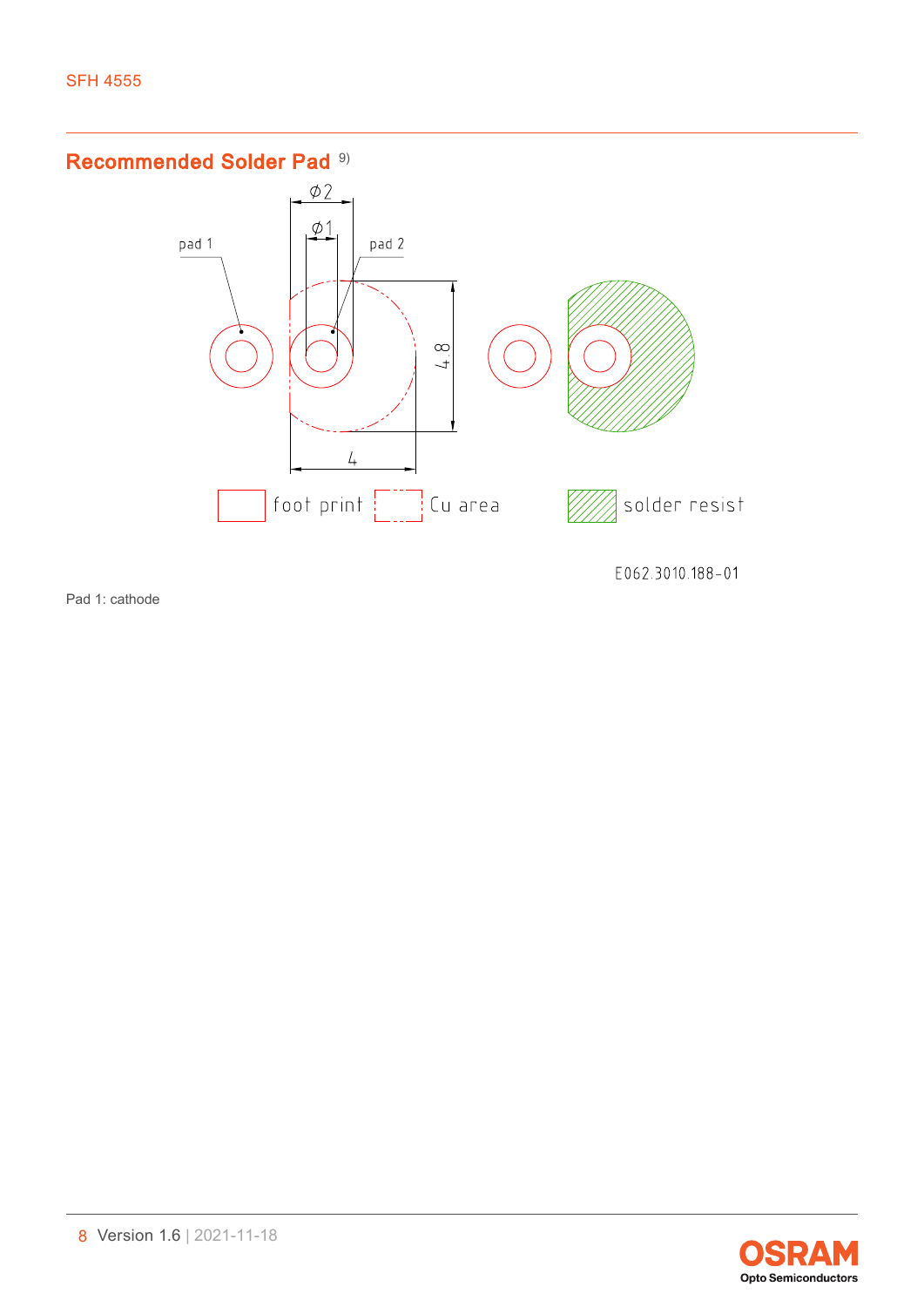## Recommended Solder Pad [9]

Pad 1: cathode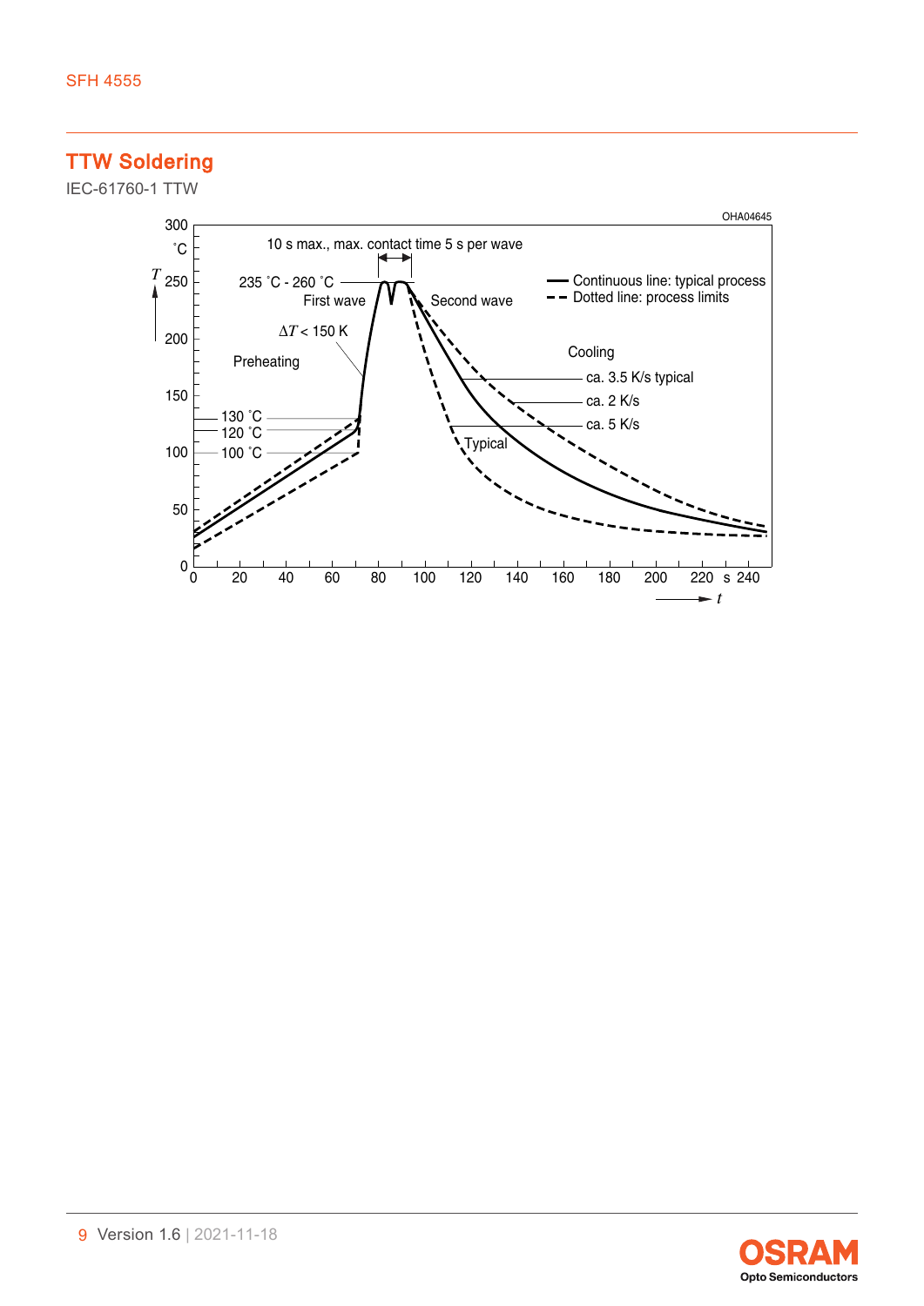## TTW Soldering

IEC-61760-1 TTW

OHA04645

10 s max., max. contact time 5 s per wave

235 °C - 260 °C

First wave

Second wave

$\Delta T$ < 150 K

Preheating

Continuous line: typical process

Dotted line: process limits

Cooling

ca. 3.5 K/s typical

ca. 2 K/s

ca. 5 K/s

Typical

130 °C

120 °C

100 °C

$T$ °C

$t$ s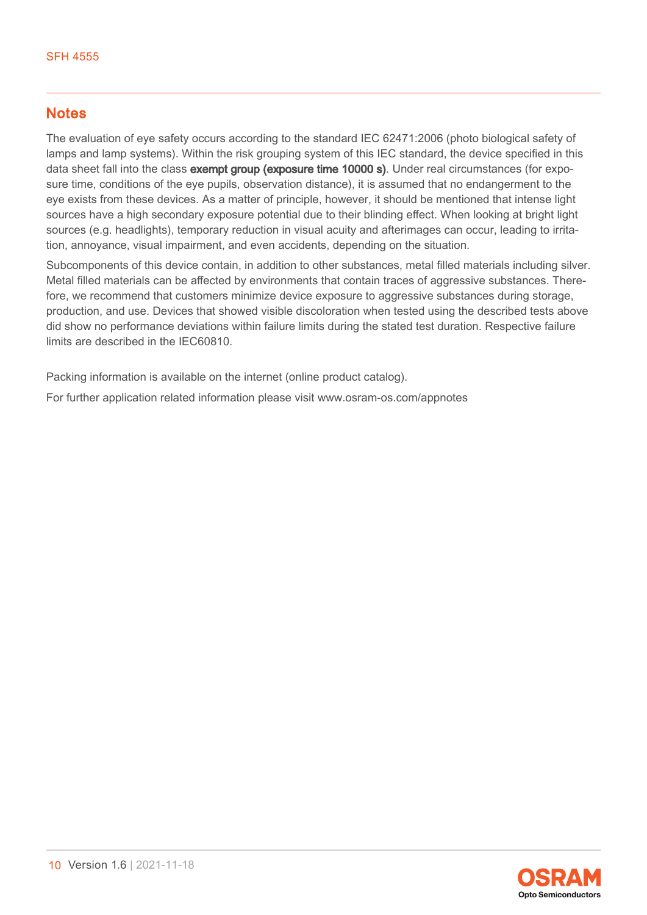## Notes

The evaluation of eye safety occurs according to the standard IEC 62471:2006 (photo biological safety of lamps and lamp systems). Within the risk grouping system of this IEC standard, the device specified in this data sheet fall into the class **exempt group (exposure time 10000 s)**. Under real circumstances (for exposure time, conditions of the eye pupils, observation distance), it is assumed that no endangerment to the eye exists from these devices. As a matter of principle, however, it should be mentioned that intense light sources have a high secondary exposure potential due to their blinding effect. When looking at bright light sources (e.g. headlights), temporary reduction in visual acuity and afterimages can occur, leading to irritation, annoyance, visual impairment, and even accidents, depending on the situation.

Subcomponents of this device contain, in addition to other substances, metal filled materials including silver. Metal filled materials can be affected by environments that contain traces of aggressive substances. Therefore, we recommend that customers minimize device exposure to aggressive substances during storage, production, and use. Devices that showed visible discoloration when tested using the described tests above did show no performance deviations within failure limits during the stated test duration. Respective failure limits are described in the IEC60810.

Packing information is available on the internet (online product catalog).

For further application related information please visit www.osram-os.com/appnotes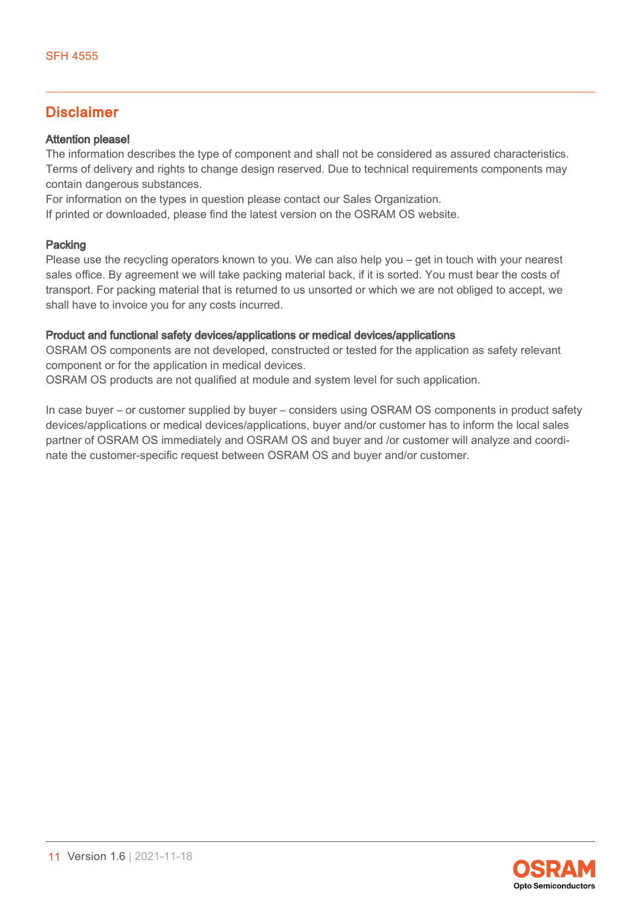## Disclaimer

**Attention please!**

The information describes the type of component and shall not be considered as assured characteristics. Terms of delivery and rights to change design reserved. Due to technical requirements components may contain dangerous substances.

For information on the types in question please contact our Sales Organization.

If printed or downloaded, please find the latest version on the OSRAM OS website.

**Packing**

Please use the recycling operators known to you. We can also help you – get in touch with your nearest sales office. By agreement we will take packing material back, if it is sorted. You must bear the costs of transport. For packing material that is returned to us unsorted or which we are not obliged to accept, we shall have to invoice you for any costs incurred.

**Product and functional safety devices/applications or medical devices/applications**

OSRAM OS components are not developed, constructed or tested for the application as safety relevant component or for the application in medical devices.

OSRAM OS products are not qualified at module and system level for such application.

In case buyer – or customer supplied by buyer – considers using OSRAM OS components in product safety devices/applications or medical devices/applications, buyer and/or customer has to inform the local sales partner of OSRAM OS immediately and OSRAM OS and buyer and /or customer will analyze and coordinate the customer-specific request between OSRAM OS and buyer and/or customer.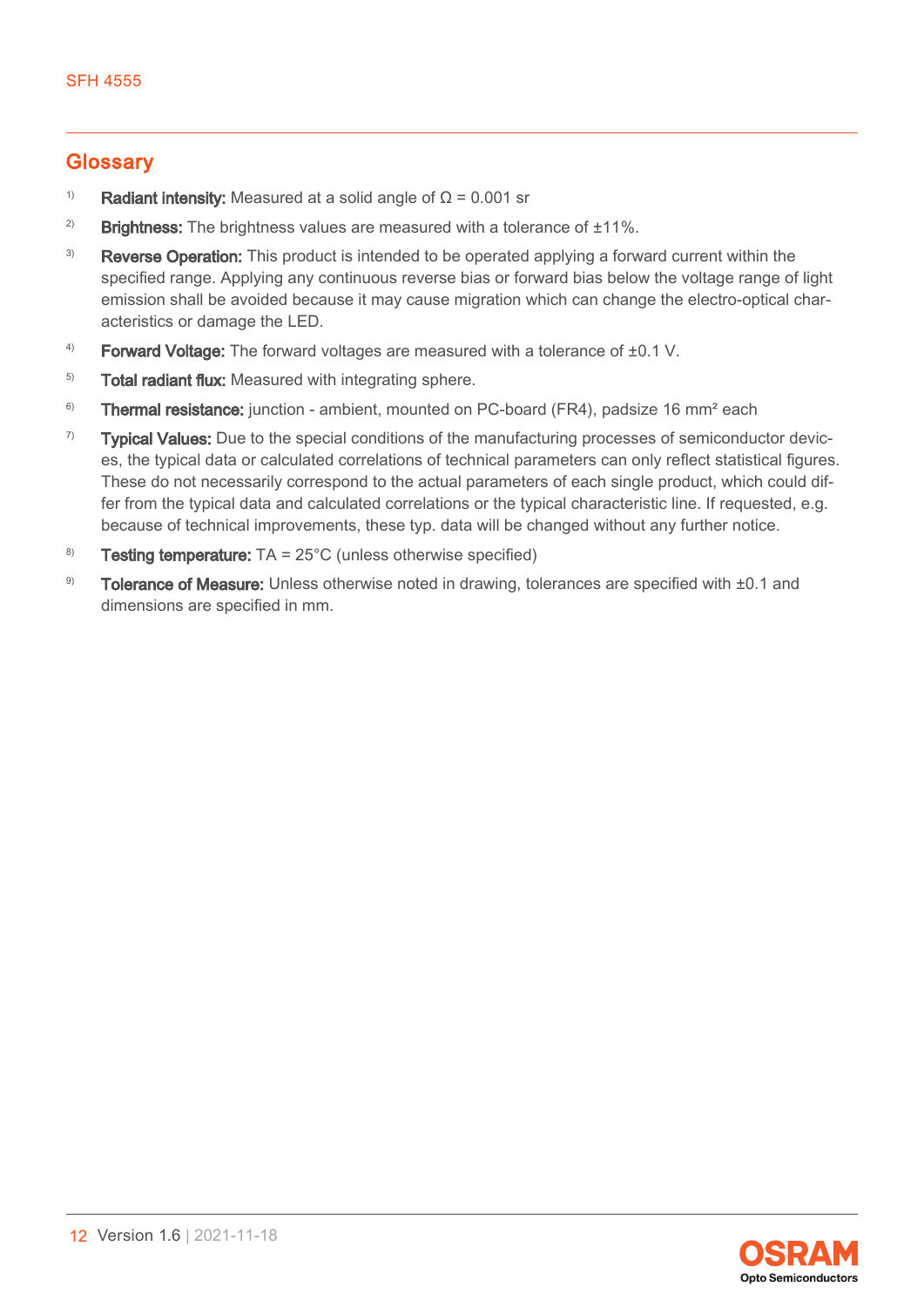## Glossary

[1] **Radiant intensity:** Measured at a solid angle of Ω = 0.001 sr

[2] **Brightness:** The brightness values are measured with a tolerance of ±11%.

[3] **Reverse Operation:** This product is intended to be operated applying a forward current within the specified range. Applying any continuous reverse bias or forward bias below the voltage range of light emission shall be avoided because it may cause migration which can change the electro-optical characteristics or damage the LED.

[4] **Forward Voltage:** The forward voltages are measured with a tolerance of ±0.1 V.

[5] **Total radiant flux:** Measured with integrating sphere.

[6] **Thermal resistance:** junction - ambient, mounted on PC-board (FR4), padsize 16 mm² each

[7] **Typical Values:** Due to the special conditions of the manufacturing processes of semiconductor devices, the typical data or calculated correlations of technical parameters can only reflect statistical figures. These do not necessarily correspond to the actual parameters of each single product, which could differ from the typical data and calculated correlations or the typical characteristic line. If requested, e.g. because of technical improvements, these typ. data will be changed without any further notice.

[8] **Testing temperature:** TA = 25°C (unless otherwise specified)

[9] **Tolerance of Measure:** Unless otherwise noted in drawing, tolerances are specified with ±0.1 and dimensions are specified in mm.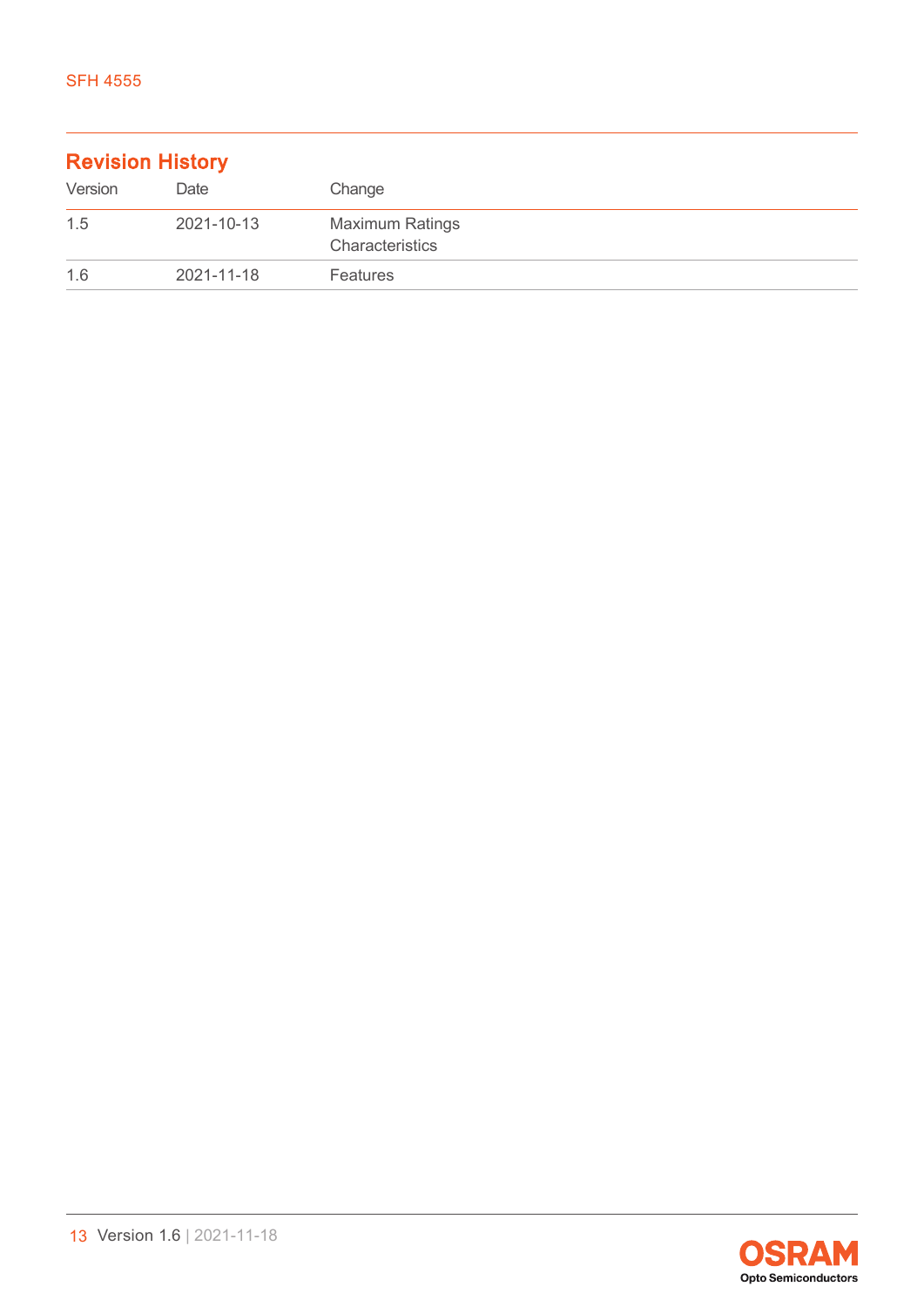## Revision History

| Version | Date | Change |
|---|---|---|
| 1.5 | 2021-10-13 | Maximum Ratings<br>Characteristics |
| 1.6 | 2021-11-18 | Features |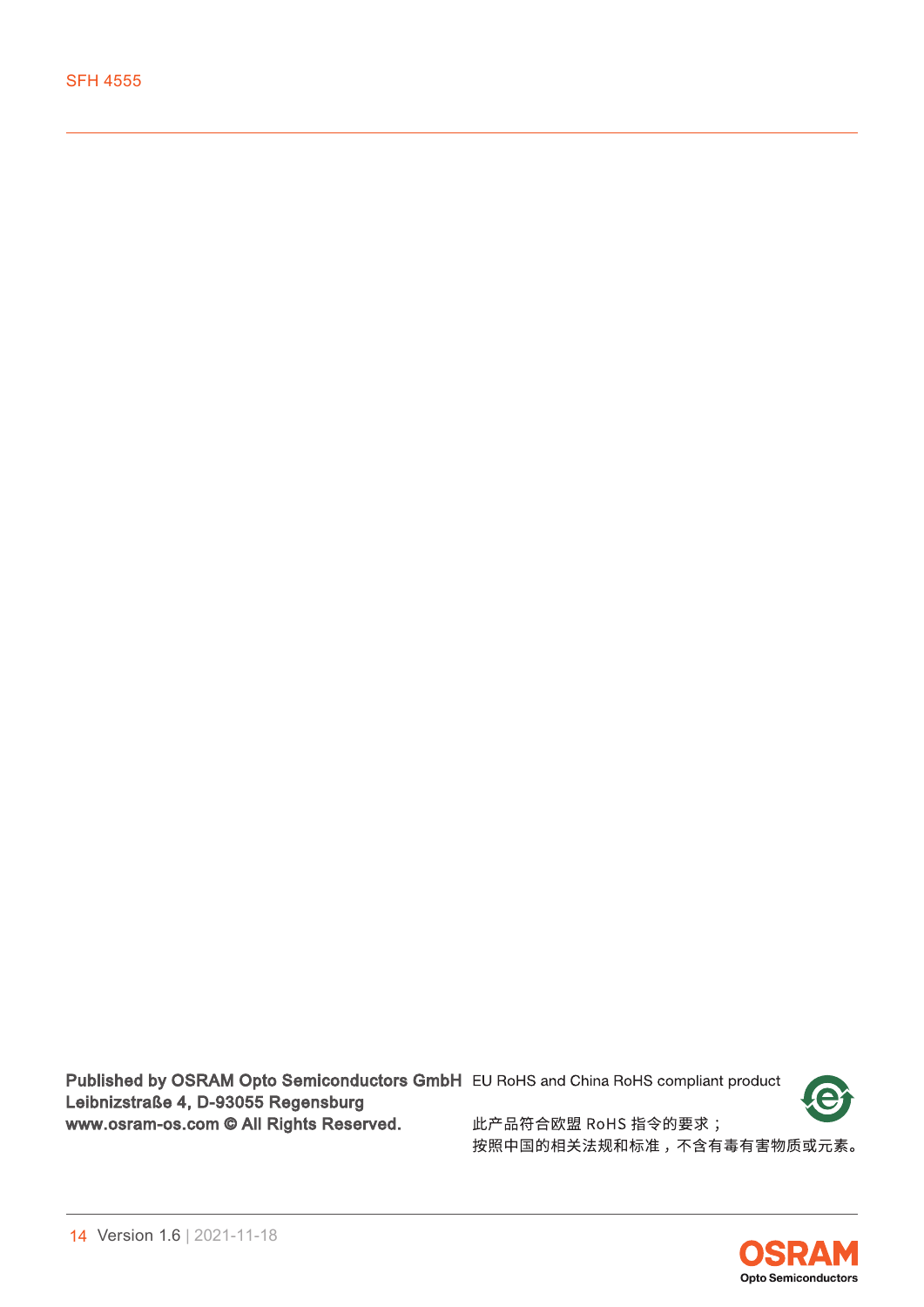**Published by OSRAM Opto Semiconductors GmbH**
**Leibnizstraße 4, D-93055 Regensburg**
**www.osram-os.com © All Rights Reserved.**

EU RoHS and China RoHS compliant product

此产品符合欧盟 RoHS 指令的要求；
按照中国的相关法规和标准，不含有毒有害物质或元素。